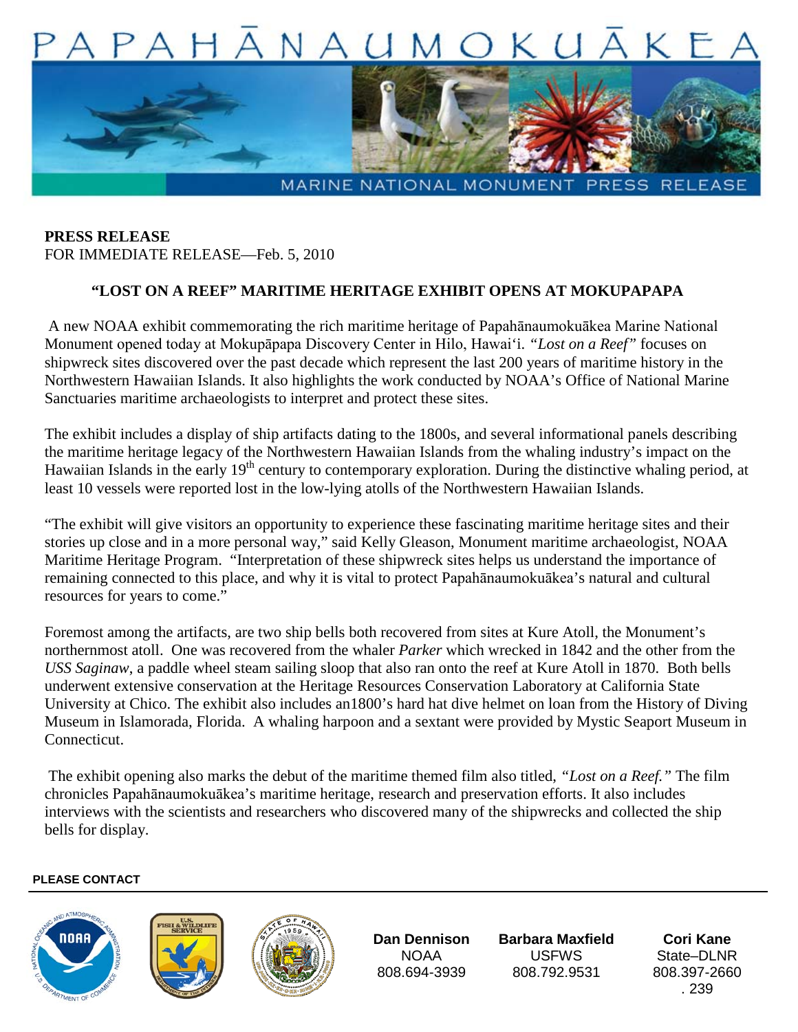# PAPAHĀNAUMOKUĀKEA

MARINE NATIONAL MONUMENT PRESS RELEASE

**PRESS RELEASE**
FOR IMMEDIATE RELEASE—Feb. 5, 2010

## "LOST ON A REEF" MARITIME HERITAGE EXHIBIT OPENS AT MOKUPAPAPA

A new NOAA exhibit commemorating the rich maritime heritage of Papahānaumokuākea Marine National Monument opened today at Mokupāpapa Discovery Center in Hilo, Hawai'i. *"Lost on a Reef"* focuses on shipwreck sites discovered over the past decade which represent the last 200 years of maritime history in the Northwestern Hawaiian Islands. It also highlights the work conducted by NOAA's Office of National Marine Sanctuaries maritime archaeologists to interpret and protect these sites.

The exhibit includes a display of ship artifacts dating to the 1800s, and several informational panels describing the maritime heritage legacy of the Northwestern Hawaiian Islands from the whaling industry's impact on the Hawaiian Islands in the early 19$^{th}$ century to contemporary exploration. During the distinctive whaling period, at least 10 vessels were reported lost in the low-lying atolls of the Northwestern Hawaiian Islands.

"The exhibit will give visitors an opportunity to experience these fascinating maritime heritage sites and their stories up close and in a more personal way," said Kelly Gleason, Monument maritime archaeologist, NOAA Maritime Heritage Program. "Interpretation of these shipwreck sites helps us understand the importance of remaining connected to this place, and why it is vital to protect Papahānaumokuākea's natural and cultural resources for years to come."

Foremost among the artifacts, are two ship bells both recovered from sites at Kure Atoll, the Monument's northernmost atoll. One was recovered from the whaler *Parker* which wrecked in 1842 and the other from the *USS Saginaw*, a paddle wheel steam sailing sloop that also ran onto the reef at Kure Atoll in 1870. Both bells underwent extensive conservation at the Heritage Resources Conservation Laboratory at California State University at Chico. The exhibit also includes an1800's hard hat dive helmet on loan from the History of Diving Museum in Islamorada, Florida. A whaling harpoon and a sextant were provided by Mystic Seaport Museum in Connecticut.

The exhibit opening also marks the debut of the maritime themed film also titled, *"Lost on a Reef."* The film chronicles Papahānaumokuākea's maritime heritage, research and preservation efforts. It also includes interviews with the scientists and researchers who discovered many of the shipwrecks and collected the ship bells for display.

**PLEASE CONTACT**

| Dan Dennison | Barbara Maxfield | Cori Kane |
|---|---|---|
| NOAA | USFWS | State–DLNR |
| 808.694-3939 | 808.792.9531 | 808.397-2660 . 239 |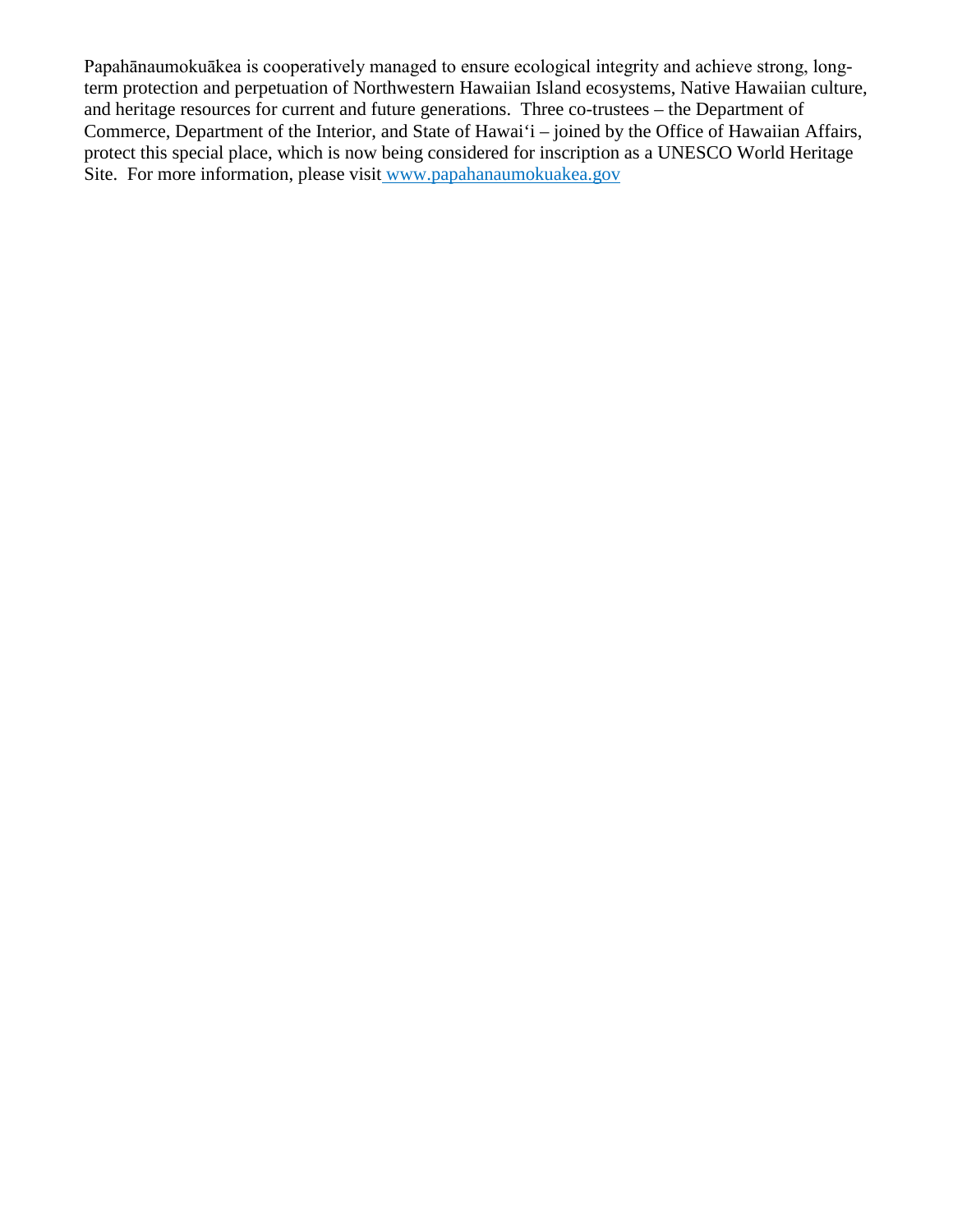Papahānaumokuākea is cooperatively managed to ensure ecological integrity and achieve strong, long-term protection and perpetuation of Northwestern Hawaiian Island ecosystems, Native Hawaiian culture, and heritage resources for current and future generations. Three co-trustees – the Department of Commerce, Department of the Interior, and State of Hawai'i – joined by the Office of Hawaiian Affairs, protect this special place, which is now being considered for inscription as a UNESCO World Heritage Site. For more information, please visit [www.papahanaumokuakea.gov](http://www.papahanaumokuakea.gov)